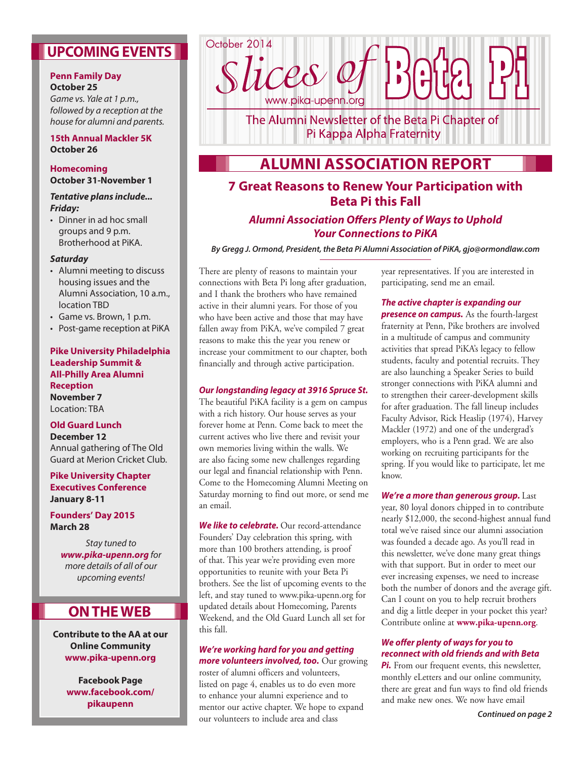October 2014

# Slices of Beta Pi

www.pika-upenn.org

The Alumni Newsletter of the Beta Pi Chapter of Pi Kappa Alpha Fraternity

## UPCOMING EVENTS

**Penn Family Day**
**October 25**
*Game vs. Yale at 1 p.m., followed by a reception at the house for alumni and parents.*

**15th Annual Mackler 5K**
**October 26**

**Homecoming**
**October 31-November 1**

***Tentative plans include...***
***Friday:***

- Dinner in ad hoc small groups and 9 p.m. Brotherhood at PiKA.

***Saturday***

- Alumni meeting to discuss housing issues and the Alumni Association, 10 a.m., location TBD
- Game vs. Brown, 1 p.m.
- Post-game reception at PiKA

**Pike University Philadelphia Leadership Summit & All-Philly Area Alumni Reception**
**November 7**
Location: TBA

**Old Guard Lunch**
**December 12**
Annual gathering of The Old Guard at Merion Cricket Club.

**Pike University Chapter Executives Conference**
**January 8-11**

**Founders' Day 2015**
**March 28**

*Stay tuned to **www.pika-upenn.org** for more details of all of our upcoming events!*

## ON THE WEB

**Contribute to the AA at our Online Community**
**www.pika-upenn.org**

**Facebook Page**
**www.facebook.com/pikaupenn**

## ALUMNI ASSOCIATION REPORT

### 7 Great Reasons to Renew Your Participation with Beta Pi this Fall

#### *Alumni Association Offers Plenty of Ways to Uphold Your Connections to PiKA*

***By Gregg J. Ormond, President, the Beta Pi Alumni Association of PiKA, gjo@ormondlaw.com***

There are plenty of reasons to maintain your connections with Beta Pi long after graduation, and I thank the brothers who have remained active in their alumni years. For those of you who have been active and those that may have fallen away from PiKA, we've compiled 7 great reasons to make this the year you renew or increase your commitment to our chapter, both financially and through active participation.

***Our longstanding legacy at 3916 Spruce St.*** The beautiful PiKA facility is a gem on campus with a rich history. Our house serves as your forever home at Penn. Come back to meet the current actives who live there and revisit your own memories living within the walls. We are also facing some new challenges regarding our legal and financial relationship with Penn. Come to the Homecoming Alumni Meeting on Saturday morning to find out more, or send me an email.

***We like to celebrate.*** Our record-attendance Founders' Day celebration this spring, with more than 100 brothers attending, is proof of that. This year we're providing even more opportunities to reunite with your Beta Pi brothers. See the list of upcoming events to the left, and stay tuned to www.pika-upenn.org for updated details about Homecoming, Parents Weekend, and the Old Guard Lunch all set for this fall.

***We're working hard for you and getting more volunteers involved, too.*** Our growing roster of alumni officers and volunteers, listed on page 4, enables us to do even more to enhance your alumni experience and to mentor our active chapter. We hope to expand our volunteers to include area and class year representatives. If you are interested in participating, send me an email.

***The active chapter is expanding our presence on campus.*** As the fourth-largest fraternity at Penn, Pike brothers are involved in a multitude of campus and community activities that spread PiKA's legacy to fellow students, faculty and potential recruits. They are also launching a Speaker Series to build stronger connections with PiKA alumni and to strengthen their career-development skills for after graduation. The fall lineup includes Faculty Advisor, Rick Heaslip (1974), Harvey Mackler (1972) and one of the undergrad's employers, who is a Penn grad. We are also working on recruiting participants for the spring. If you would like to participate, let me know.

***We're a more than generous group.*** Last year, 80 loyal donors chipped in to contribute nearly $12,000, the second-highest annual fund total we've raised since our alumni association was founded a decade ago. As you'll read in this newsletter, we've done many great things with that support. But in order to meet our ever increasing expenses, we need to increase both the number of donors and the average gift. Can I count on you to help recruit brothers and dig a little deeper in your pocket this year? Contribute online at **www.pika-upenn.org**.

***We offer plenty of ways for you to reconnect with old friends and with Beta Pi.*** From our frequent events, this newsletter, monthly eLetters and our online community, there are great and fun ways to find old friends and make new ones. We now have email

***Continued on page 2***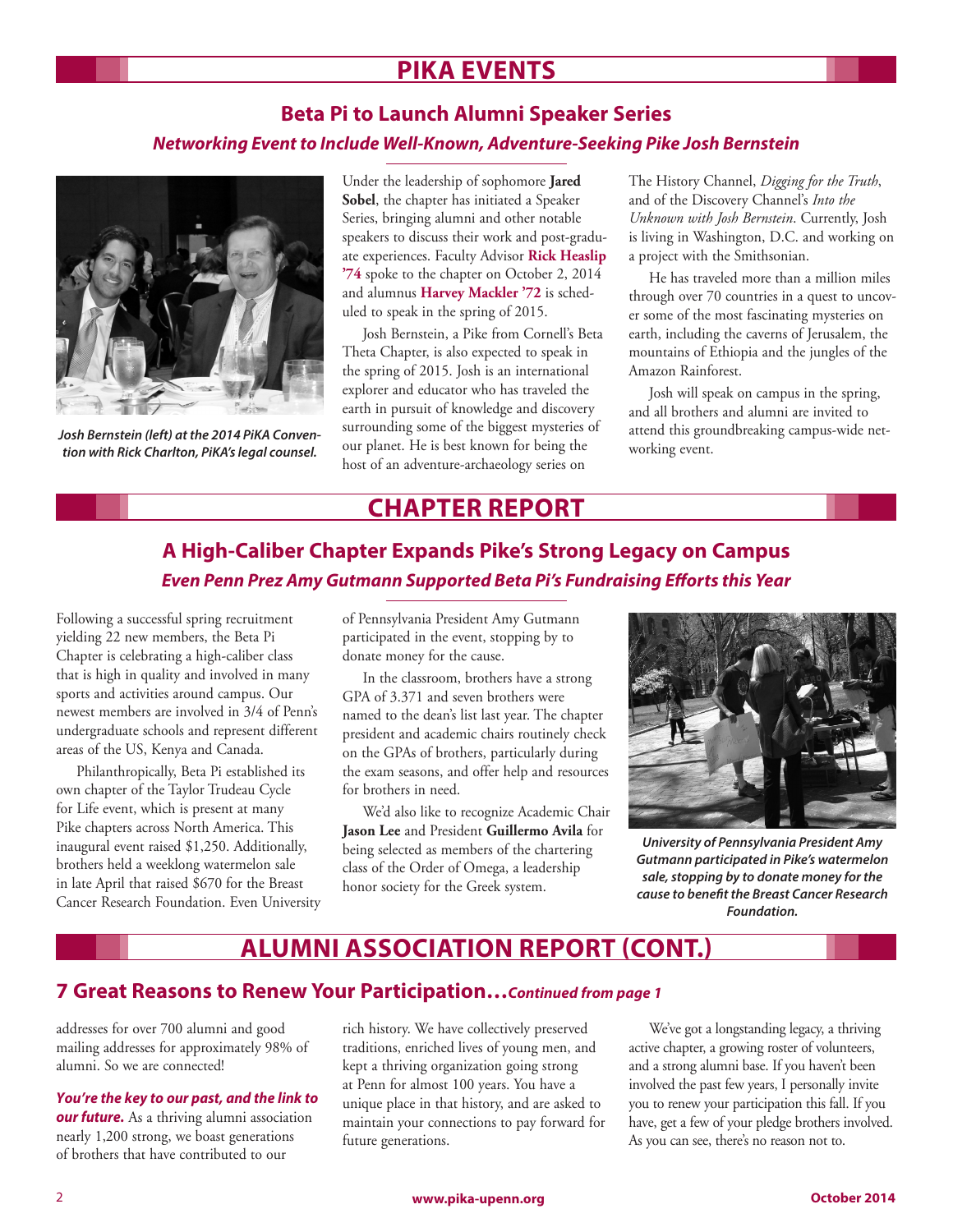# PIKA EVENTS

## Beta Pi to Launch Alumni Speaker Series

### *Networking Event to Include Well-Known, Adventure-Seeking Pike Josh Bernstein*

*Josh Bernstein (left) at the 2014 PiKA Convention with Rick Charlton, PiKA's legal counsel.*

Under the leadership of sophomore **Jared Sobel**, the chapter has initiated a Speaker Series, bringing alumni and other notable speakers to discuss their work and post-graduate experiences. Faculty Advisor **Rick Heaslip '74** spoke to the chapter on October 2, 2014 and alumnus **Harvey Mackler '72** is scheduled to speak in the spring of 2015.

Josh Bernstein, a Pike from Cornell's Beta Theta Chapter, is also expected to speak in the spring of 2015. Josh is an international explorer and educator who has traveled the earth in pursuit of knowledge and discovery surrounding some of the biggest mysteries of our planet. He is best known for being the host of an adventure-archaeology series on The History Channel, *Digging for the Truth*, and of the Discovery Channel's *Into the Unknown with Josh Bernstein*. Currently, Josh is living in Washington, D.C. and working on a project with the Smithsonian.

He has traveled more than a million miles through over 70 countries in a quest to uncover some of the most fascinating mysteries on earth, including the caverns of Jerusalem, the mountains of Ethiopia and the jungles of the Amazon Rainforest.

Josh will speak on campus in the spring, and all brothers and alumni are invited to attend this groundbreaking campus-wide networking event.

# CHAPTER REPORT

## A High-Caliber Chapter Expands Pike's Strong Legacy on Campus

### *Even Penn Prez Amy Gutmann Supported Beta Pi's Fundraising Efforts this Year*

Following a successful spring recruitment yielding 22 new members, the Beta Pi Chapter is celebrating a high-caliber class that is high in quality and involved in many sports and activities around campus. Our newest members are involved in 3/4 of Penn's undergraduate schools and represent different areas of the US, Kenya and Canada.

Philanthropically, Beta Pi established its own chapter of the Taylor Trudeau Cycle for Life event, which is present at many Pike chapters across North America. This inaugural event raised $1,250. Additionally, brothers held a weeklong watermelon sale in late April that raised $670 for the Breast Cancer Research Foundation. Even University of Pennsylvania President Amy Gutmann participated in the event, stopping by to donate money for the cause.

In the classroom, brothers have a strong GPA of 3.371 and seven brothers were named to the dean's list last year. The chapter president and academic chairs routinely check on the GPAs of brothers, particularly during the exam seasons, and offer help and resources for brothers in need.

We'd also like to recognize Academic Chair **Jason Lee** and President **Guillermo Avila** for being selected as members of the chartering class of the Order of Omega, a leadership honor society for the Greek system.

*University of Pennsylvania President Amy Gutmann participated in Pike's watermelon sale, stopping by to donate money for the cause to benefit the Breast Cancer Research Foundation.*

# ALUMNI ASSOCIATION REPORT (CONT.)

## 7 Great Reasons to Renew Your Participation…*Continued from page 1*

addresses for over 700 alumni and good mailing addresses for approximately 98% of alumni. So we are connected!

***You're the key to our past, and the link to our future.*** As a thriving alumni association nearly 1,200 strong, we boast generations of brothers that have contributed to our rich history. We have collectively preserved traditions, enriched lives of young men, and kept a thriving organization going strong at Penn for almost 100 years. You have a unique place in that history, and are asked to maintain your connections to pay forward for future generations.

We've got a longstanding legacy, a thriving active chapter, a growing roster of volunteers, and a strong alumni base. If you haven't been involved the past few years, I personally invite you to renew your participation this fall. If you have, get a few of your pledge brothers involved. As you can see, there's no reason not to.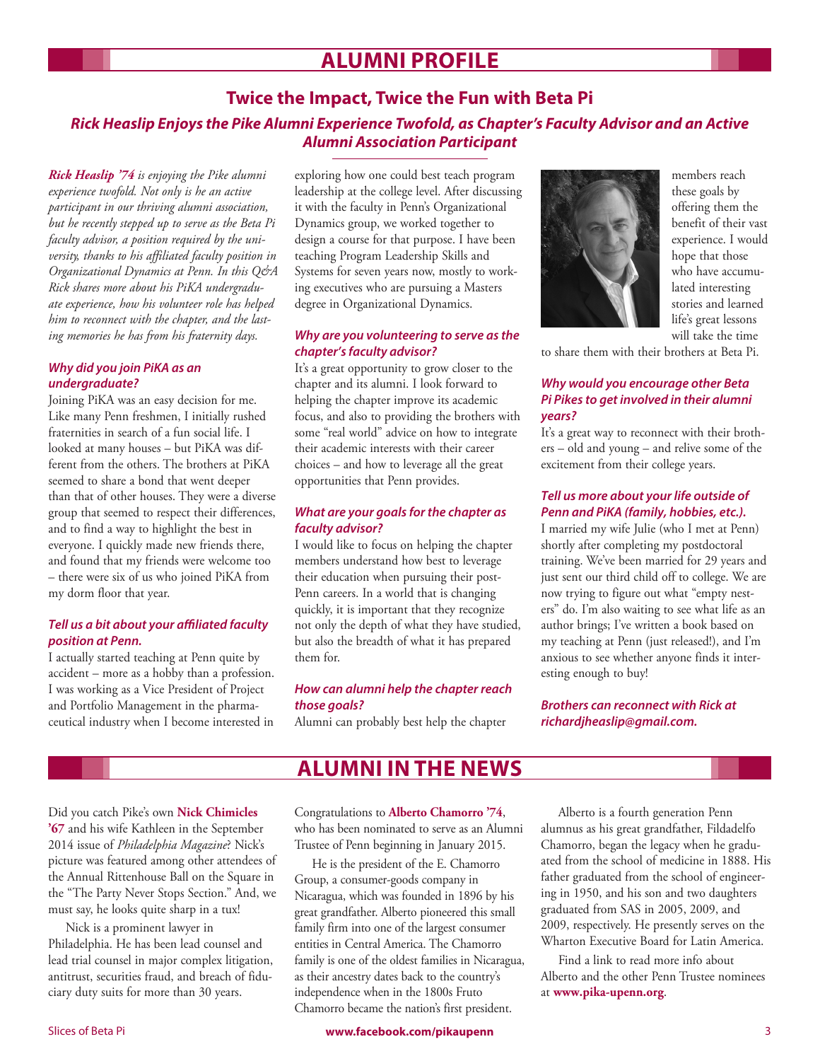# ALUMNI PROFILE

## Twice the Impact, Twice the Fun with Beta Pi

### *Rick Heaslip Enjoys the Pike Alumni Experience Twofold, as Chapter's Faculty Advisor and an Active Alumni Association Participant*

***Rick Heaslip '74*** *is enjoying the Pike alumni experience twofold. Not only is he an active participant in our thriving alumni association, but he recently stepped up to serve as the Beta Pi faculty advisor, a position required by the university, thanks to his affiliated faculty position in Organizational Dynamics at Penn. In this Q&A Rick shares more about his PiKA undergraduate experience, how his volunteer role has helped him to reconnect with the chapter, and the lasting memories he has from his fraternity days.*

***Why did you join PiKA as an undergraduate?***

Joining PiKA was an easy decision for me. Like many Penn freshmen, I initially rushed fraternities in search of a fun social life. I looked at many houses – but PiKA was different from the others. The brothers at PiKA seemed to share a bond that went deeper than that of other houses. They were a diverse group that seemed to respect their differences, and to find a way to highlight the best in everyone. I quickly made new friends there, and found that my friends were welcome too – there were six of us who joined PiKA from my dorm floor that year.

***Tell us a bit about your affiliated faculty position at Penn.***

I actually started teaching at Penn quite by accident – more as a hobby than a profession. I was working as a Vice President of Project and Portfolio Management in the pharmaceutical industry when I become interested in exploring how one could best teach program leadership at the college level. After discussing it with the faculty in Penn's Organizational Dynamics group, we worked together to design a course for that purpose. I have been teaching Program Leadership Skills and Systems for seven years now, mostly to working executives who are pursuing a Masters degree in Organizational Dynamics.

***Why are you volunteering to serve as the chapter's faculty advisor?***

It's a great opportunity to grow closer to the chapter and its alumni. I look forward to helping the chapter improve its academic focus, and also to providing the brothers with some "real world" advice on how to integrate their academic interests with their career choices – and how to leverage all the great opportunities that Penn provides.

***What are your goals for the chapter as faculty advisor?***

I would like to focus on helping the chapter members understand how best to leverage their education when pursuing their post-Penn careers. In a world that is changing quickly, it is important that they recognize not only the depth of what they have studied, but also the breadth of what it has prepared them for.

***How can alumni help the chapter reach those goals?***

Alumni can probably best help the chapter members reach these goals by offering them the benefit of their vast experience. I would hope that those who have accumulated interesting stories and learned life's great lessons will take the time to share them with their brothers at Beta Pi.

***Why would you encourage other Beta Pi Pikes to get involved in their alumni years?***

It's a great way to reconnect with their brothers – old and young – and relive some of the excitement from their college years.

***Tell us more about your life outside of Penn and PiKA (family, hobbies, etc.).***

I married my wife Julie (who I met at Penn) shortly after completing my postdoctoral training. We've been married for 29 years and just sent our third child off to college. We are now trying to figure out what "empty nesters" do. I'm also waiting to see what life as an author brings; I've written a book based on my teaching at Penn (just released!), and I'm anxious to see whether anyone finds it interesting enough to buy!

***Brothers can reconnect with Rick at richardjheaslip@gmail.com.***

# ALUMNI IN THE NEWS

Did you catch Pike's own **Nick Chimicles '67** and his wife Kathleen in the September 2014 issue of *Philadelphia Magazine*? Nick's picture was featured among other attendees of the Annual Rittenhouse Ball on the Square in the "The Party Never Stops Section." And, we must say, he looks quite sharp in a tux!

Nick is a prominent lawyer in Philadelphia. He has been lead counsel and lead trial counsel in major complex litigation, antitrust, securities fraud, and breach of fiduciary duty suits for more than 30 years.

Congratulations to **Alberto Chamorro '74**, who has been nominated to serve as an Alumni Trustee of Penn beginning in January 2015.

He is the president of the E. Chamorro Group, a consumer-goods company in Nicaragua, which was founded in 1896 by his great grandfather. Alberto pioneered this small family firm into one of the largest consumer entities in Central America. The Chamorro family is one of the oldest families in Nicaragua, as their ancestry dates back to the country's independence when in the 1800s Fruto Chamorro became the nation's first president.

Alberto is a fourth generation Penn alumnus as his great grandfather, Fildadelfo Chamorro, began the legacy when he graduated from the school of medicine in 1888. His father graduated from the school of engineering in 1950, and his son and two daughters graduated from SAS in 2005, 2009, and 2009, respectively. He presently serves on the Wharton Executive Board for Latin America.

Find a link to read more info about Alberto and the other Penn Trustee nominees at **www.pika-upenn.org**.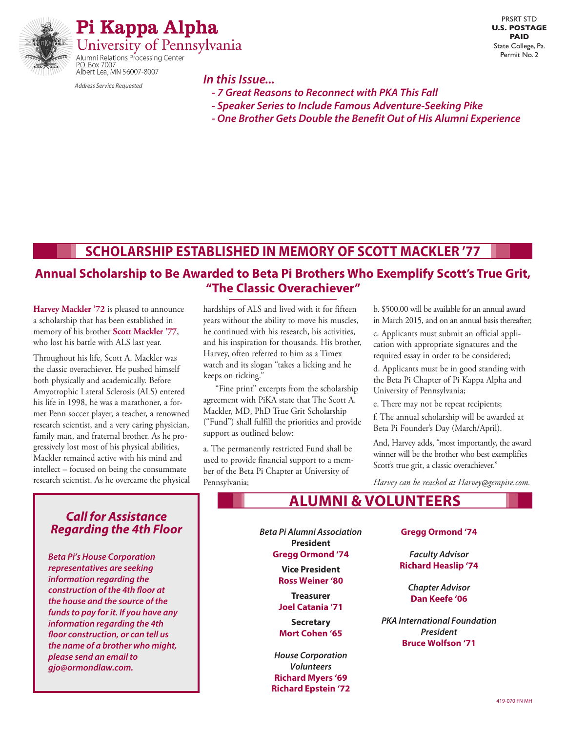# Pi Kappa Alpha

University of Pennsylvania

Alumni Relations Processing Center
P.O. Box 7007
Albert Lea, MN 56007-8007

*Address Service Requested*

PRSRT STD
**U.S. POSTAGE**
**PAID**
State College, Pa.
Permit No. 2

***In this Issue...***

- ***7 Great Reasons to Reconnect with PKA This Fall***
- ***Speaker Series to Include Famous Adventure-Seeking Pike***
- ***One Brother Gets Double the Benefit Out of His Alumni Experience***

## SCHOLARSHIP ESTABLISHED IN MEMORY OF SCOTT MACKLER '77

### Annual Scholarship to Be Awarded to Beta Pi Brothers Who Exemplify Scott's True Grit, "The Classic Overachiever"

**Harvey Mackler '72** is pleased to announce a scholarship that has been established in memory of his brother **Scott Mackler '77**, who lost his battle with ALS last year.

Throughout his life, Scott A. Mackler was the classic overachiever. He pushed himself both physically and academically. Before Amyotrophic Lateral Sclerosis (ALS) entered his life in 1998, he was a marathoner, a former Penn soccer player, a teacher, a renowned research scientist, and a very caring physician, family man, and fraternal brother. As he progressively lost most of his physical abilities, Mackler remained active with his mind and intellect – focused on being the consummate research scientist. As he overcame the physical hardships of ALS and lived with it for fifteen years without the ability to move his muscles, he continued with his research, his activities, and his inspiration for thousands. His brother, Harvey, often referred to him as a Timex watch and its slogan "takes a licking and he keeps on ticking."

"Fine print" excerpts from the scholarship agreement with PiKA state that The Scott A. Mackler, MD, PhD True Grit Scholarship ("Fund") shall fulfill the priorities and provide support as outlined below:

a. The permanently restricted Fund shall be used to provide financial support to a member of the Beta Pi Chapter at University of Pennsylvania;

b. $500.00 will be available for an annual award in March 2015, and on an annual basis thereafter;

c. Applicants must submit an official application with appropriate signatures and the required essay in order to be considered;

d. Applicants must be in good standing with the Beta Pi Chapter of Pi Kappa Alpha and University of Pennsylvania;

e. There may not be repeat recipients;

f. The annual scholarship will be awarded at Beta Pi Founder's Day (March/April).

And, Harvey adds, "most importantly, the award winner will be the brother who best exemplifies Scott's true grit, a classic overachiever."

*Harvey can be reached at Harvey@gempire.com.*

### *Call for Assistance Regarding the 4th Floor*

***Beta Pi's House Corporation representatives are seeking information regarding the construction of the 4th floor at the house and the source of the funds to pay for it. If you have any information regarding the 4th floor construction, or can tell us the name of a brother who might, please send an email to gjo@ormondlaw.com.***

## ALUMNI & VOLUNTEERS

*Beta Pi Alumni Association*
**President**
**Gregg Ormond '74**

**Vice President**
**Ross Weiner '80**

**Treasurer**
**Joel Catania '71**

**Secretary**
**Mort Cohen '65**

*House Corporation Volunteers*
**Richard Myers '69**
**Richard Epstein '72**
**Gregg Ormond '74**

*Faculty Advisor*
**Richard Heaslip '74**

*Chapter Advisor*
**Dan Keefe '06**

*PKA International Foundation President*
**Bruce Wolfson '71**

419-070 FN MH